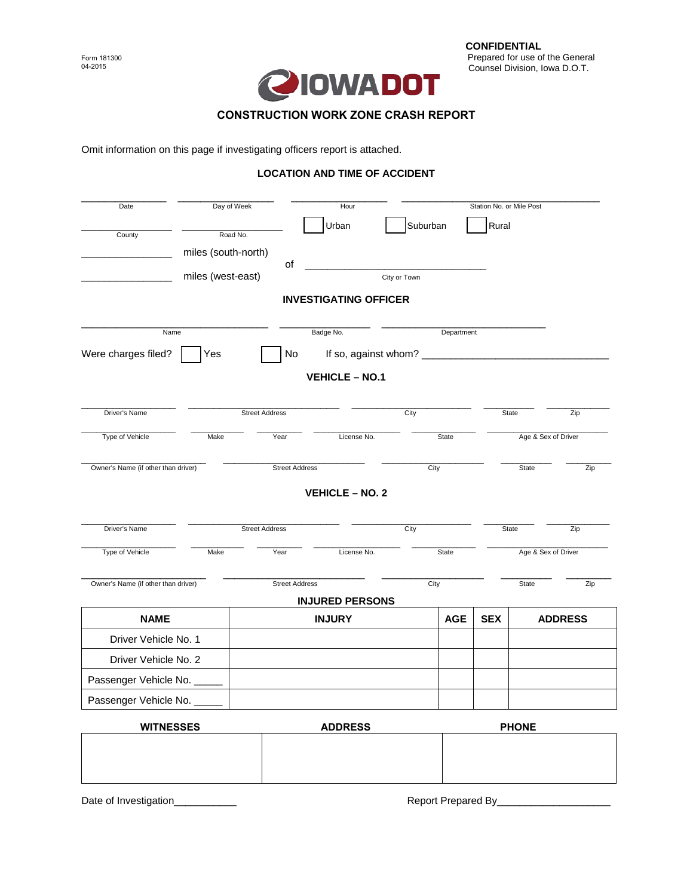Form 181300
04-2015

**CONFIDENTIAL**
Prepared for use of the General Counsel Division, Iowa D.O.T.

IOWADOT

## CONSTRUCTION WORK ZONE CRASH REPORT

Omit information on this page if investigating officers report is attached.

### LOCATION AND TIME OF ACCIDENT

______________ Date ______________ Day of Week ______________ Hour ______________ Station No. or Mile Post

______________ County ______________ Road No. ☐ Urban ☐ Suburban ☐ Rural

______________ miles (south-north)
of ______________ City or Town
______________ miles (west-east)

### INVESTIGATING OFFICER

______________ Name ______________ Badge No. ______________ Department

Were charges filed? ☐ Yes ☐ No If so, against whom? ______________

### VEHICLE – NO.1

______________ Driver's Name ______________ Street Address ______________ City ______________ State ______________ Zip

______________ Type of Vehicle ______________ Make ______________ Year ______________ License No. ______________ State ______________ Age & Sex of Driver

______________ Owner's Name (if other than driver) ______________ Street Address ______________ City ______________ State ______________ Zip

### VEHICLE – NO. 2

______________ Driver's Name ______________ Street Address ______________ City ______________ State ______________ Zip

______________ Type of Vehicle ______________ Make ______________ Year ______________ License No. ______________ State ______________ Age & Sex of Driver

______________ Owner's Name (if other than driver) ______________ Street Address ______________ City ______________ State ______________ Zip

### INJURED PERSONS

| NAME | INJURY | AGE | SEX | ADDRESS |
|---|---|---|---|---|
| Driver Vehicle No. 1 | | | | |
| Driver Vehicle No. 2 | | | | |
| Passenger Vehicle No. _____ | | | | |
| Passenger Vehicle No. _____ | | | | |

| WITNESSES | ADDRESS | PHONE |
|---|---|---|
| | | |

Date of Investigation___________ Report Prepared By____________________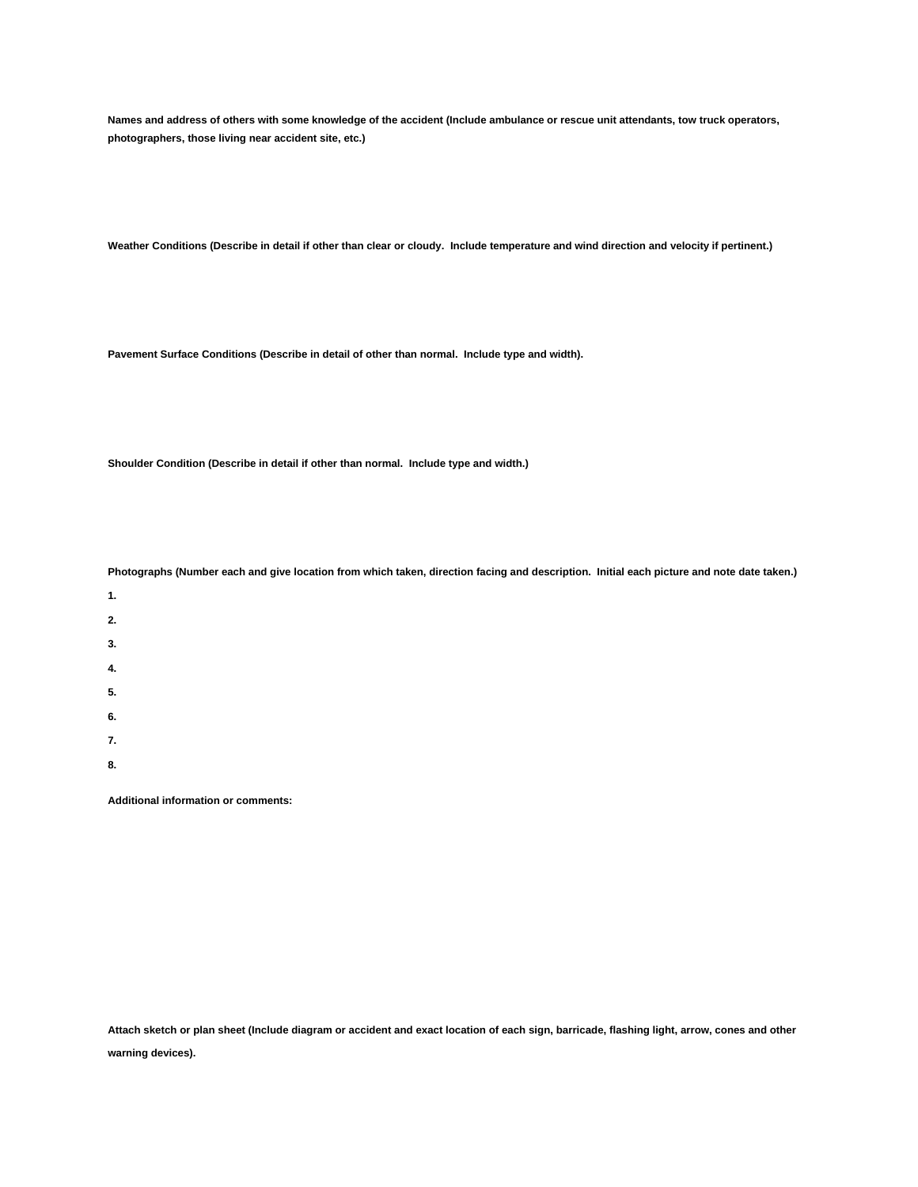**Names and address of others with some knowledge of the accident (Include ambulance or rescue unit attendants, tow truck operators, photographers, those living near accident site, etc.)**

**Weather Conditions (Describe in detail if other than clear or cloudy. Include temperature and wind direction and velocity if pertinent.)**

**Pavement Surface Conditions (Describe in detail of other than normal. Include type and width).**

**Shoulder Condition (Describe in detail if other than normal. Include type and width.)**

**Photographs (Number each and give location from which taken, direction facing and description. Initial each picture and note date taken.)**

**1.**

**2.**

**3.**

**4.**

**5.**

**6.**

**7.**

**8.**

**Additional information or comments:**

**Attach sketch or plan sheet (Include diagram or accident and exact location of each sign, barricade, flashing light, arrow, cones and other warning devices).**